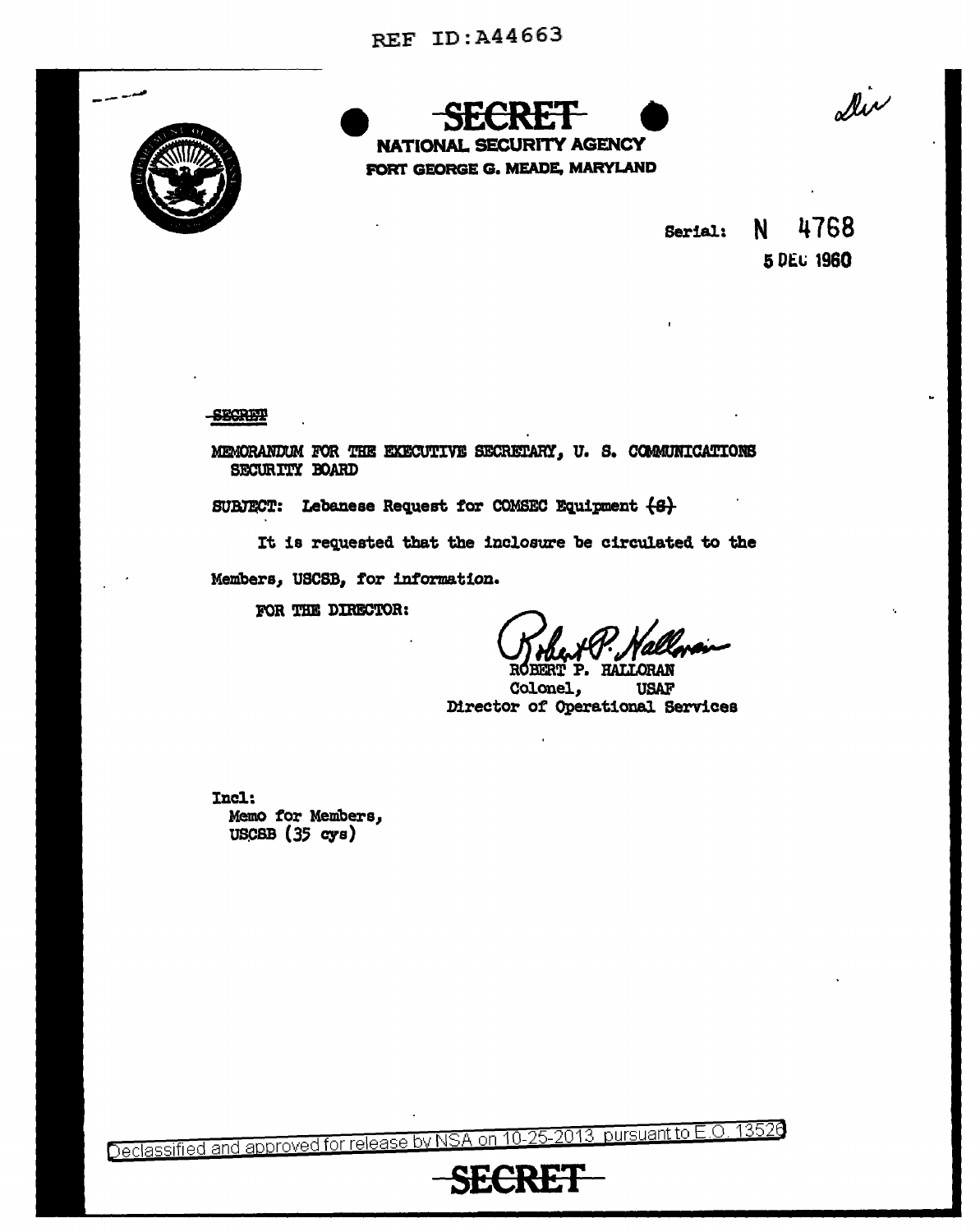REF ID:A44663

~~SECRET~~

**NATIONAL SECURITY AGENCY**
**FORT GEORGE G. MEADE, MARYLAND**

Dir

Serial: N 4768
5 DEC 1960

~~SECRET~~

MEMORANDUM FOR THE EXECUTIVE SECRETARY, U. S. COMMUNICATIONS SECURITY BOARD

SUBJECT: Lebanese Request for COMSEC Equipment ~~(S)~~

It is requested that the inclosure be circulated to the Members, USCSB, for information.

FOR THE DIRECTOR:

Robert P. Halloran
ROBERT P. HALLORAN
Colonel, USAF
Director of Operational Services

Incl:
Memo for Members,
USCSB (35 cys)

Declassified and approved for release by NSA on 10-25-2013 pursuant to E.O. 13526

~~SECRET~~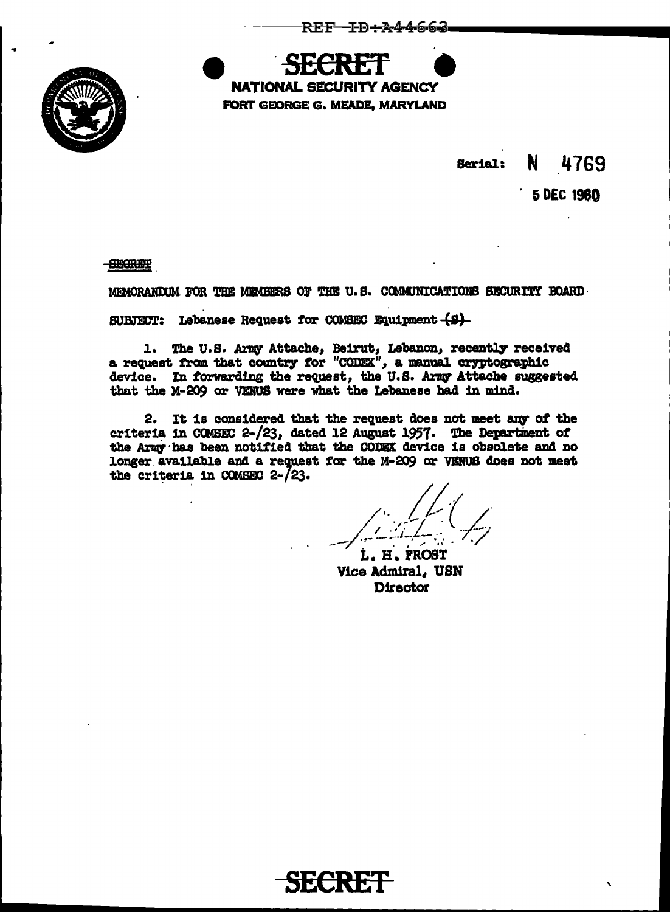**SECRET**

**NATIONAL SECURITY AGENCY**
**FORT GEORGE G. MEADE, MARYLAND**

Serial: N 4769

5 DEC 1960

~~SECRET~~

MEMORANDUM FOR THE MEMBERS OF THE U.S. COMMUNICATIONS SECURITY BOARD

SUBJECT: Lebanese Request for COMSEC Equipment ~~(S)~~

1. The U.S. Army Attache, Beirut, Lebanon, recently received a request from that country for "CODEX", a manual cryptographic device. In forwarding the request, the U.S. Army Attache suggested that the M-209 or VENUS were what the Lebanese had in mind.

2. It is considered that the request does not meet any of the criteria in COMSEC 2-/23, dated 12 August 1957. The Department of the Army has been notified that the CODEX device is obsolete and no longer available and a request for the M-209 or VENUS does not meet the criteria in COMSEC 2-/23.

L. H. FROST
Vice Admiral, USN
Director

~~SECRET~~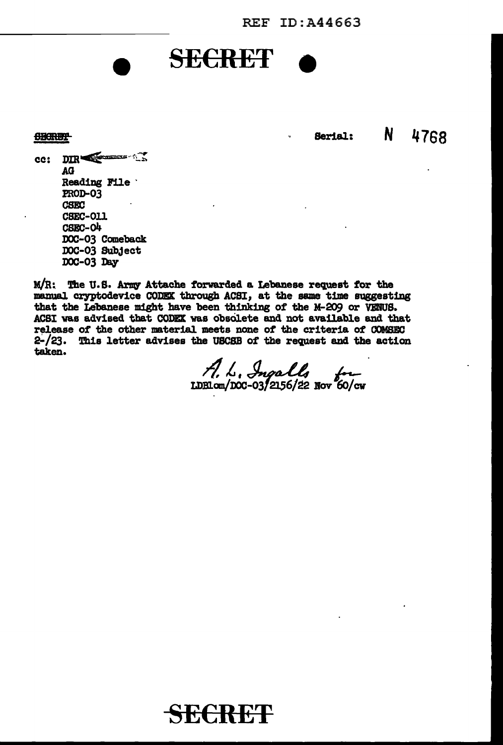SECRET

~~SECRET~~

Serial: N 4768

cc: DIR
AG
Reading File
PROD-03
CSEC
CSEC-011
CSEC-04
DOC-03 Comeback
DOC-03 Subject
DOC-03 Day

M/R: The U.S. Army Attache forwarded a Lebanese request for the manual cryptodevice CODEX through ACSI, at the same time suggesting that the Lebanese might have been thinking of the M-209 or VENUS. ACSI was advised that CODEX was obsolete and not available and that release of the other material meets none of the criteria of COMSEC 2-/23. This letter advises the USCSB of the request and the action taken.

A. L. Ingalls for
LDBlom/DOC-03/2156/22 Nov 60/cw

SECRET